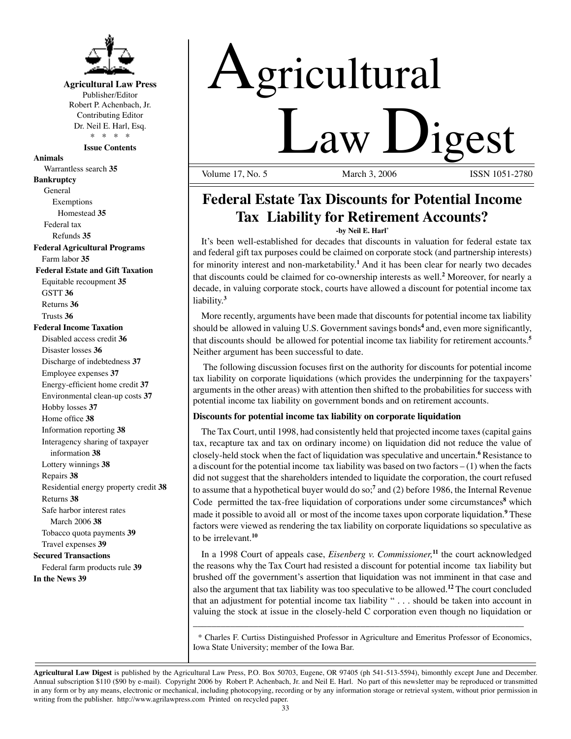**Agricultural Law Press**
Publisher/Editor
Robert P. Achenbach, Jr.
Contributing Editor
Dr. Neil E. Harl, Esq.
\* \* \* \*

**Issue Contents**

**Animals**
- Warrantless search **35**

**Bankruptcy**
- General
  - Exemptions
    - Homestead **35**
- Federal tax
  - Refunds **35**

**Federal Agricultural Programs**
- Farm labor **35**

**Federal Estate and Gift Taxation**
- Equitable recoupment **35**
- GSTT **36**
- Returns **36**
- Trusts **36**

**Federal Income Taxation**
- Disabled access credit **36**
- Disaster losses **36**
- Discharge of indebtedness **37**
- Employee expenses **37**
- Energy-efficient home credit **37**
- Environmental clean-up costs **37**
- Hobby losses **37**
- Home office **38**
- Information reporting **38**
- Interagency sharing of taxpayer information **38**
- Lottery winnings **38**
- Repairs **38**
- Residential energy property credit **38**
- Returns **38**
- Safe harbor interest rates March 2006 **38**
- Tobacco quota payments **39**
- Travel expenses **39**

**Secured Transactions**
- Federal farm products rule **39**

**In the News 39**

# Agricultural Law Digest

Volume 17, No. 5 March 3, 2006 ISSN 1051-2780

## Federal Estate Tax Discounts for Potential Income Tax Liability for Retirement Accounts?

**-by Neil E. Harl**\*

It's been well-established for decades that discounts in valuation for federal estate tax and federal gift tax purposes could be claimed on corporate stock (and partnership interests) for minority interest and non-marketability.[1] And it has been clear for nearly two decades that discounts could be claimed for co-ownership interests as well.[2] Moreover, for nearly a decade, in valuing corporate stock, courts have allowed a discount for potential income tax liability.[3]

More recently, arguments have been made that discounts for potential income tax liability should be allowed in valuing U.S. Government savings bonds[4] and, even more significantly, that discounts should be allowed for potential income tax liability for retirement accounts.[5] Neither argument has been successful to date.

The following discussion focuses first on the authority for discounts for potential income tax liability on corporate liquidations (which provides the underpinning for the taxpayers' arguments in the other areas) with attention then shifted to the probabilities for success with potential income tax liability on government bonds and on retirement accounts.

### Discounts for potential income tax liability on corporate liquidation

The Tax Court, until 1998, had consistently held that projected income taxes (capital gains tax, recapture tax and tax on ordinary income) on liquidation did not reduce the value of closely-held stock when the fact of liquidation was speculative and uncertain.[6] Resistance to a discount for the potential income tax liability was based on two factors – (1) when the facts did not suggest that the shareholders intended to liquidate the corporation, the court refused to assume that a hypothetical buyer would do so;[7] and (2) before 1986, the Internal Revenue Code permitted the tax-free liquidation of corporations under some circumstances[8] which made it possible to avoid all or most of the income taxes upon corporate liquidation.[9] These factors were viewed as rendering the tax liability on corporate liquidations so speculative as to be irrelevant.[10]

In a 1998 Court of appeals case, *Eisenberg v. Commissioner,*[11] the court acknowledged the reasons why the Tax Court had resisted a discount for potential income tax liability but brushed off the government's assertion that liquidation was not imminent in that case and also the argument that tax liability was too speculative to be allowed.[12] The court concluded that an adjustment for potential income tax liability " . . . should be taken into account in valuing the stock at issue in the closely-held C corporation even though no liquidation or

---

\* Charles F. Curtiss Distinguished Professor in Agriculture and Emeritus Professor of Economics, Iowa State University; member of the Iowa Bar.

**Agricultural Law Digest** is published by the Agricultural Law Press, P.O. Box 50703, Eugene, OR 97405 (ph 541-513-5594), bimonthly except June and December. Annual subscription $110 ($90 by e-mail). Copyright 2006 by Robert P. Achenbach, Jr. and Neil E. Harl. No part of this newsletter may be reproduced or transmitted in any form or by any means, electronic or mechanical, including photocopying, recording or by any information storage or retrieval system, without prior permission in writing from the publisher. http://www.agrilawpress.com Printed on recycled paper.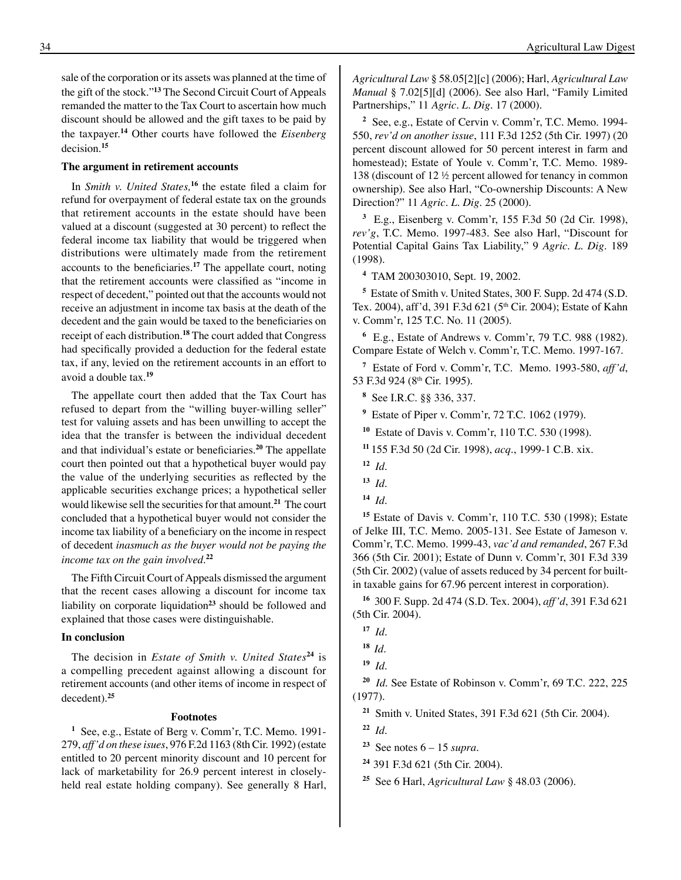sale of the corporation or its assets was planned at the time of the gift of the stock."[13] The Second Circuit Court of Appeals remanded the matter to the Tax Court to ascertain how much discount should be allowed and the gift taxes to be paid by the taxpayer.[14] Other courts have followed the *Eisenberg* decision.[15]

**The argument in retirement accounts**

In *Smith v. United States,*[16] the estate filed a claim for refund for overpayment of federal estate tax on the grounds that retirement accounts in the estate should have been valued at a discount (suggested at 30 percent) to reflect the federal income tax liability that would be triggered when distributions were ultimately made from the retirement accounts to the beneficiaries.[17] The appellate court, noting that the retirement accounts were classified as "income in respect of decedent," pointed out that the accounts would not receive an adjustment in income tax basis at the death of the decedent and the gain would be taxed to the beneficiaries on receipt of each distribution.[18] The court added that Congress had specifically provided a deduction for the federal estate tax, if any, levied on the retirement accounts in an effort to avoid a double tax.[19]

The appellate court then added that the Tax Court has refused to depart from the "willing buyer-willing seller" test for valuing assets and has been unwilling to accept the idea that the transfer is between the individual decedent and that individual's estate or beneficiaries.[20] The appellate court then pointed out that a hypothetical buyer would pay the value of the underlying securities as reflected by the applicable securities exchange prices; a hypothetical seller would likewise sell the securities for that amount.[21] The court concluded that a hypothetical buyer would not consider the income tax liability of a beneficiary on the income in respect of decedent *inasmuch as the buyer would not be paying the income tax on the gain involved*.[22]

The Fifth Circuit Court of Appeals dismissed the argument that the recent cases allowing a discount for income tax liability on corporate liquidation[23] should be followed and explained that those cases were distinguishable.

**In conclusion**

The decision in *Estate of Smith v. United States*[24] is a compelling precedent against allowing a discount for retirement accounts (and other items of income in respect of decedent).[25]

**Footnotes**

[1] See, e.g., Estate of Berg v. Comm'r, T.C. Memo. 1991-279, *aff'd on these isues*, 976 F.2d 1163 (8th Cir. 1992) (estate entitled to 20 percent minority discount and 10 percent for lack of marketability for 26.9 percent interest in closely-held real estate holding company). See generally 8 Harl, *Agricultural Law* § 58.05[2][c] (2006); Harl, *Agricultural Law Manual* § 7.02[5][d] (2006). See also Harl, "Family Limited Partnerships," 11 *Agric. L. Dig.* 17 (2000).

[2] See, e.g., Estate of Cervin v. Comm'r, T.C. Memo. 1994-550, *rev'd on another issue*, 111 F.3d 1252 (5th Cir. 1997) (20 percent discount allowed for 50 percent interest in farm and homestead); Estate of Youle v. Comm'r, T.C. Memo. 1989-138 (discount of 12 ½ percent allowed for tenancy in common ownership). See also Harl, "Co-ownership Discounts: A New Direction?" 11 *Agric. L. Dig.* 25 (2000).

[3] E.g., Eisenberg v. Comm'r, 155 F.3d 50 (2d Cir. 1998), *rev'g*, T.C. Memo. 1997-483. See also Harl, "Discount for Potential Capital Gains Tax Liability," 9 *Agric. L. Dig.* 189 (1998).

[4] TAM 200303010, Sept. 19, 2002.

[5] Estate of Smith v. United States, 300 F. Supp. 2d 474 (S.D. Tex. 2004), aff'd, 391 F.3d 621 (5th Cir. 2004); Estate of Kahn v. Comm'r, 125 T.C. No. 11 (2005).

[6] E.g., Estate of Andrews v. Comm'r, 79 T.C. 988 (1982). Compare Estate of Welch v. Comm'r, T.C. Memo. 1997-167.

[7] Estate of Ford v. Comm'r, T.C. Memo. 1993-580, *aff'd*, 53 F.3d 924 (8th Cir. 1995).

[8] See I.R.C. §§ 336, 337.

[9] Estate of Piper v. Comm'r, 72 T.C. 1062 (1979).

[10] Estate of Davis v. Comm'r, 110 T.C. 530 (1998).

[11] 155 F.3d 50 (2d Cir. 1998), *acq*., 1999-1 C.B. xix.

[12] *Id*.

[13] *Id*.

[14] *Id*.

[15] Estate of Davis v. Comm'r, 110 T.C. 530 (1998); Estate of Jelke III, T.C. Memo. 2005-131. See Estate of Jameson v. Comm'r, T.C. Memo. 1999-43, *vac'd and remanded*, 267 F.3d 366 (5th Cir. 2001); Estate of Dunn v. Comm'r, 301 F.3d 339 (5th Cir. 2002) (value of assets reduced by 34 percent for built-in taxable gains for 67.96 percent interest in corporation).

[16] 300 F. Supp. 2d 474 (S.D. Tex. 2004), *aff'd*, 391 F.3d 621 (5th Cir. 2004).

[17] *Id*.

[18] *Id*.

[19] *Id*.

[20] *Id*. See Estate of Robinson v. Comm'r, 69 T.C. 222, 225 (1977).

[21] Smith v. United States, 391 F.3d 621 (5th Cir. 2004).

[22] *Id*.

[23] See notes 6 – 15 *supra*.

[24] 391 F.3d 621 (5th Cir. 2004).

[25] See 6 Harl, *Agricultural Law* § 48.03 (2006).